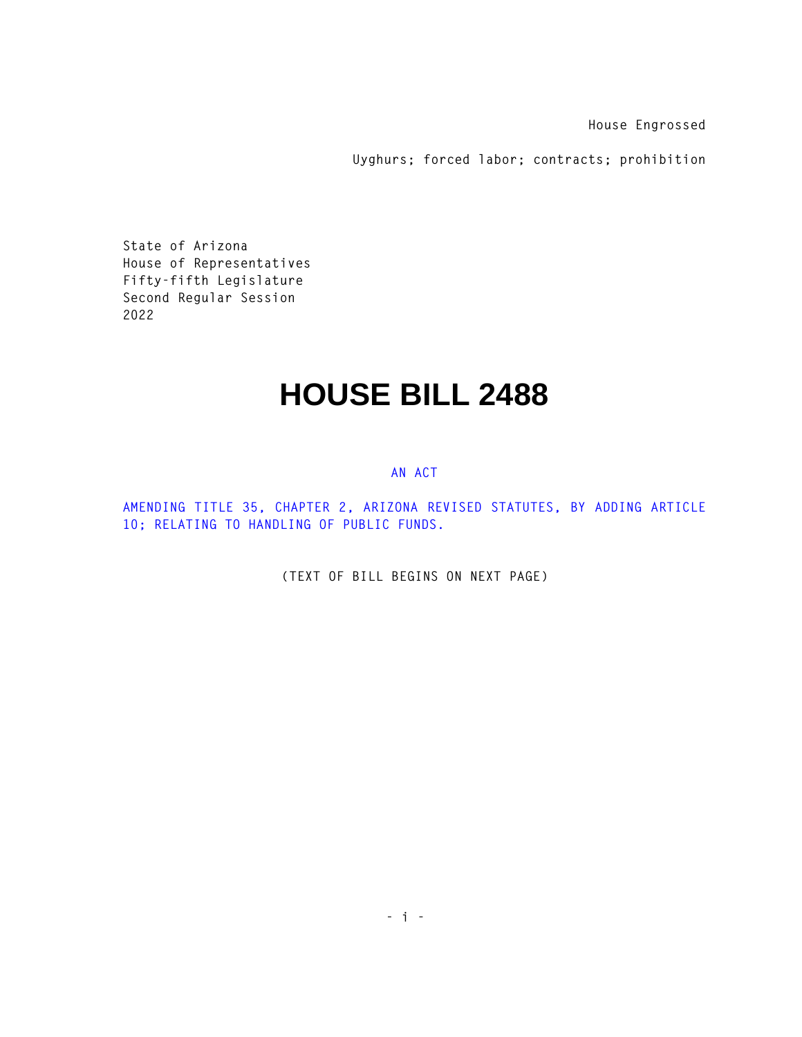House Engrossed

Uyghurs; forced labor; contracts; prohibition

State of Arizona
House of Representatives
Fifty-fifth Legislature
Second Regular Session
2022

# HOUSE BILL 2488

AN ACT

AMENDING TITLE 35, CHAPTER 2, ARIZONA REVISED STATUTES, BY ADDING ARTICLE 10; RELATING TO HANDLING OF PUBLIC FUNDS.

(TEXT OF BILL BEGINS ON NEXT PAGE)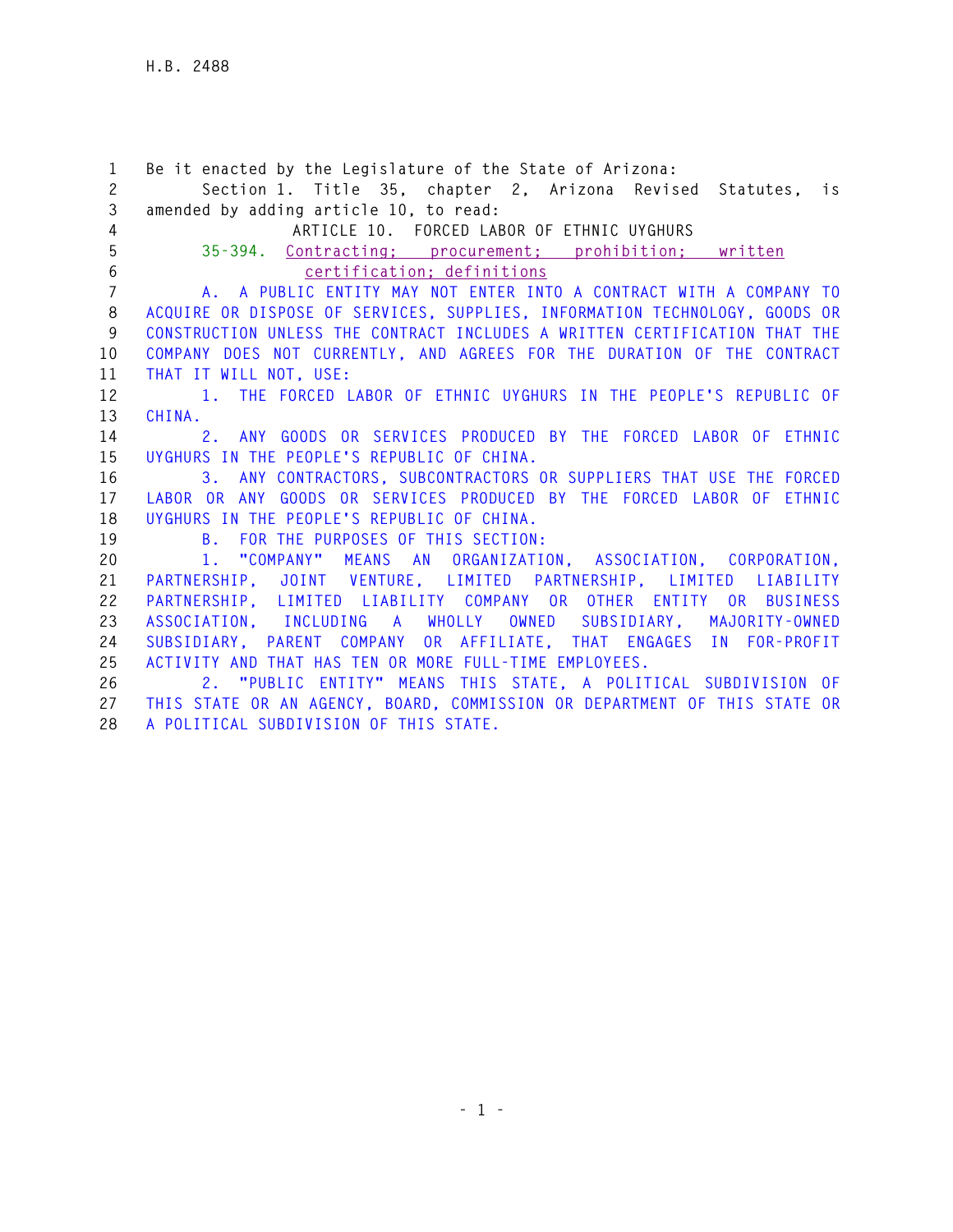Be it enacted by the Legislature of the State of Arizona:

Section 1. Title 35, chapter 2, Arizona Revised Statutes, is amended by adding article 10, to read:

ARTICLE 10. FORCED LABOR OF ETHNIC UYGHURS

35-394. Contracting; procurement; prohibition; written certification; definitions

A. A PUBLIC ENTITY MAY NOT ENTER INTO A CONTRACT WITH A COMPANY TO ACQUIRE OR DISPOSE OF SERVICES, SUPPLIES, INFORMATION TECHNOLOGY, GOODS OR CONSTRUCTION UNLESS THE CONTRACT INCLUDES A WRITTEN CERTIFICATION THAT THE COMPANY DOES NOT CURRENTLY, AND AGREES FOR THE DURATION OF THE CONTRACT THAT IT WILL NOT, USE:

1. THE FORCED LABOR OF ETHNIC UYGHURS IN THE PEOPLE'S REPUBLIC OF CHINA.

2. ANY GOODS OR SERVICES PRODUCED BY THE FORCED LABOR OF ETHNIC UYGHURS IN THE PEOPLE'S REPUBLIC OF CHINA.

3. ANY CONTRACTORS, SUBCONTRACTORS OR SUPPLIERS THAT USE THE FORCED LABOR OR ANY GOODS OR SERVICES PRODUCED BY THE FORCED LABOR OF ETHNIC UYGHURS IN THE PEOPLE'S REPUBLIC OF CHINA.

B. FOR THE PURPOSES OF THIS SECTION:

1. "COMPANY" MEANS AN ORGANIZATION, ASSOCIATION, CORPORATION, PARTNERSHIP, JOINT VENTURE, LIMITED PARTNERSHIP, LIMITED LIABILITY PARTNERSHIP, LIMITED LIABILITY COMPANY OR OTHER ENTITY OR BUSINESS ASSOCIATION, INCLUDING A WHOLLY OWNED SUBSIDIARY, MAJORITY-OWNED SUBSIDIARY, PARENT COMPANY OR AFFILIATE, THAT ENGAGES IN FOR-PROFIT ACTIVITY AND THAT HAS TEN OR MORE FULL-TIME EMPLOYEES.

2. "PUBLIC ENTITY" MEANS THIS STATE, A POLITICAL SUBDIVISION OF THIS STATE OR AN AGENCY, BOARD, COMMISSION OR DEPARTMENT OF THIS STATE OR A POLITICAL SUBDIVISION OF THIS STATE.